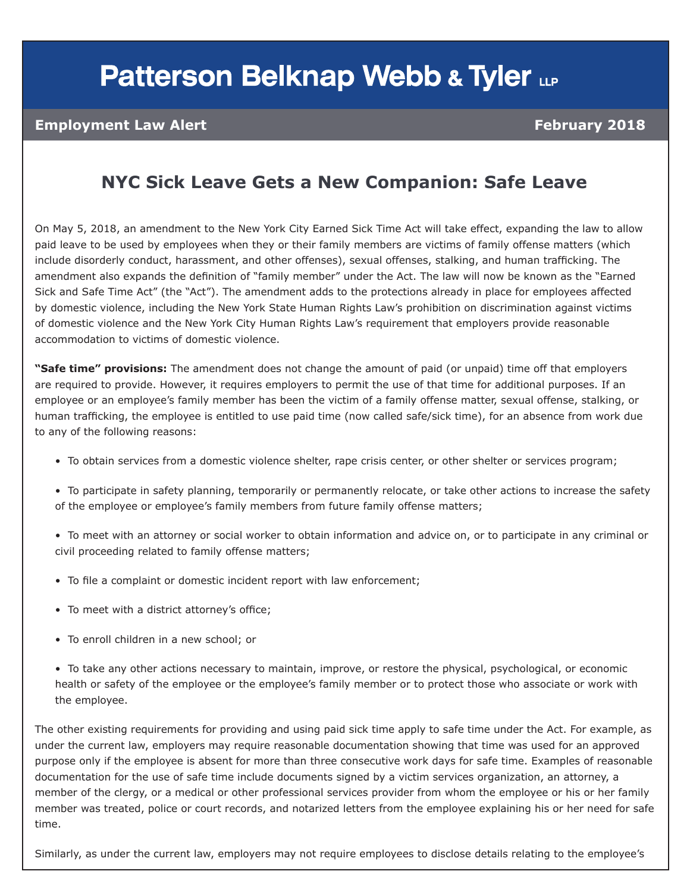# Patterson Belknap Webb & Tyler LLP

**Employment Law Alert** **February 2018**

## NYC Sick Leave Gets a New Companion: Safe Leave

On May 5, 2018, an amendment to the New York City Earned Sick Time Act will take effect, expanding the law to allow paid leave to be used by employees when they or their family members are victims of family offense matters (which include disorderly conduct, harassment, and other offenses), sexual offenses, stalking, and human trafficking. The amendment also expands the definition of "family member" under the Act. The law will now be known as the "Earned Sick and Safe Time Act" (the "Act"). The amendment adds to the protections already in place for employees affected by domestic violence, including the New York State Human Rights Law's prohibition on discrimination against victims of domestic violence and the New York City Human Rights Law's requirement that employers provide reasonable accommodation to victims of domestic violence.

**"Safe time" provisions:** The amendment does not change the amount of paid (or unpaid) time off that employers are required to provide. However, it requires employers to permit the use of that time for additional purposes. If an employee or an employee's family member has been the victim of a family offense matter, sexual offense, stalking, or human trafficking, the employee is entitled to use paid time (now called safe/sick time), for an absence from work due to any of the following reasons:

- To obtain services from a domestic violence shelter, rape crisis center, or other shelter or services program;
- To participate in safety planning, temporarily or permanently relocate, or take other actions to increase the safety of the employee or employee's family members from future family offense matters;
- To meet with an attorney or social worker to obtain information and advice on, or to participate in any criminal or civil proceeding related to family offense matters;
- To file a complaint or domestic incident report with law enforcement;
- To meet with a district attorney's office;
- To enroll children in a new school; or
- To take any other actions necessary to maintain, improve, or restore the physical, psychological, or economic health or safety of the employee or the employee's family member or to protect those who associate or work with the employee.

The other existing requirements for providing and using paid sick time apply to safe time under the Act. For example, as under the current law, employers may require reasonable documentation showing that time was used for an approved purpose only if the employee is absent for more than three consecutive work days for safe time. Examples of reasonable documentation for the use of safe time include documents signed by a victim services organization, an attorney, a member of the clergy, or a medical or other professional services provider from whom the employee or his or her family member was treated, police or court records, and notarized letters from the employee explaining his or her need for safe time.

Similarly, as under the current law, employers may not require employees to disclose details relating to the employee's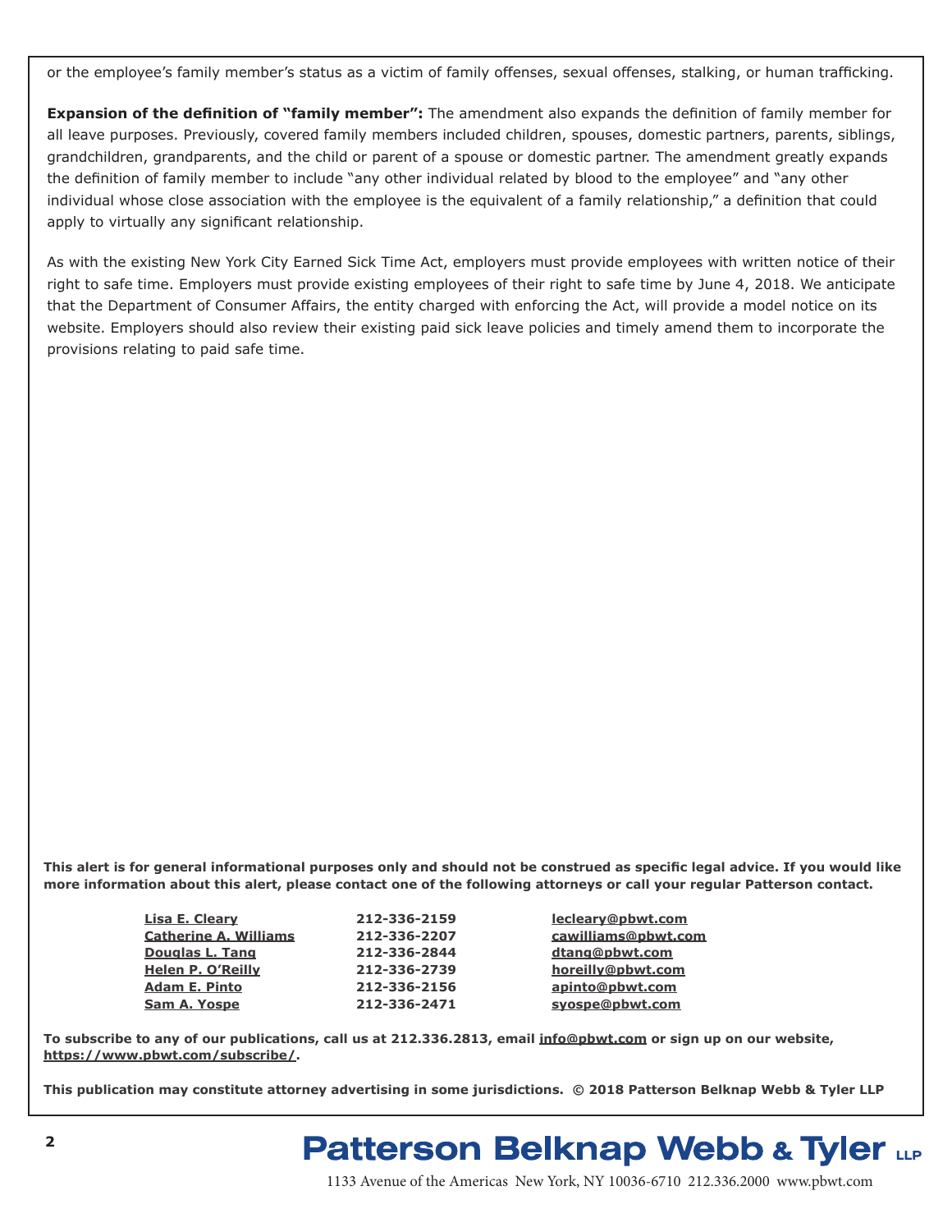or the employee's family member's status as a victim of family offenses, sexual offenses, stalking, or human trafficking.

**Expansion of the definition of "family member":** The amendment also expands the definition of family member for all leave purposes. Previously, covered family members included children, spouses, domestic partners, parents, siblings, grandchildren, grandparents, and the child or parent of a spouse or domestic partner. The amendment greatly expands the definition of family member to include "any other individual related by blood to the employee" and "any other individual whose close association with the employee is the equivalent of a family relationship," a definition that could apply to virtually any significant relationship.

As with the existing New York City Earned Sick Time Act, employers must provide employees with written notice of their right to safe time. Employers must provide existing employees of their right to safe time by June 4, 2018. We anticipate that the Department of Consumer Affairs, the entity charged with enforcing the Act, will provide a model notice on its website. Employers should also review their existing paid sick leave policies and timely amend them to incorporate the provisions relating to paid safe time.

**This alert is for general informational purposes only and should not be construed as specific legal advice. If you would like more information about this alert, please contact one of the following attorneys or call your regular Patterson contact.**

| | | |
|---|---|---|
| **Lisa E. Cleary** | **212-336-2159** | **lecleary@pbwt.com** |
| **Catherine A. Williams** | **212-336-2207** | **cawilliams@pbwt.com** |
| **Douglas L. Tang** | **212-336-2844** | **dtang@pbwt.com** |
| **Helen P. O'Reilly** | **212-336-2739** | **horeilly@pbwt.com** |
| **Adam E. Pinto** | **212-336-2156** | **apinto@pbwt.com** |
| **Sam A. Yospe** | **212-336-2471** | **syospe@pbwt.com** |

**To subscribe to any of our publications, call us at 212.336.2813, email info@pbwt.com or sign up on our website, https://www.pbwt.com/subscribe/.**

**This publication may constitute attorney advertising in some jurisdictions. © 2018 Patterson Belknap Webb & Tyler LLP**

**Patterson Belknap Webb & Tyler LLP**

1133 Avenue of the Americas New York, NY 10036-6710 212.336.2000 www.pbwt.com